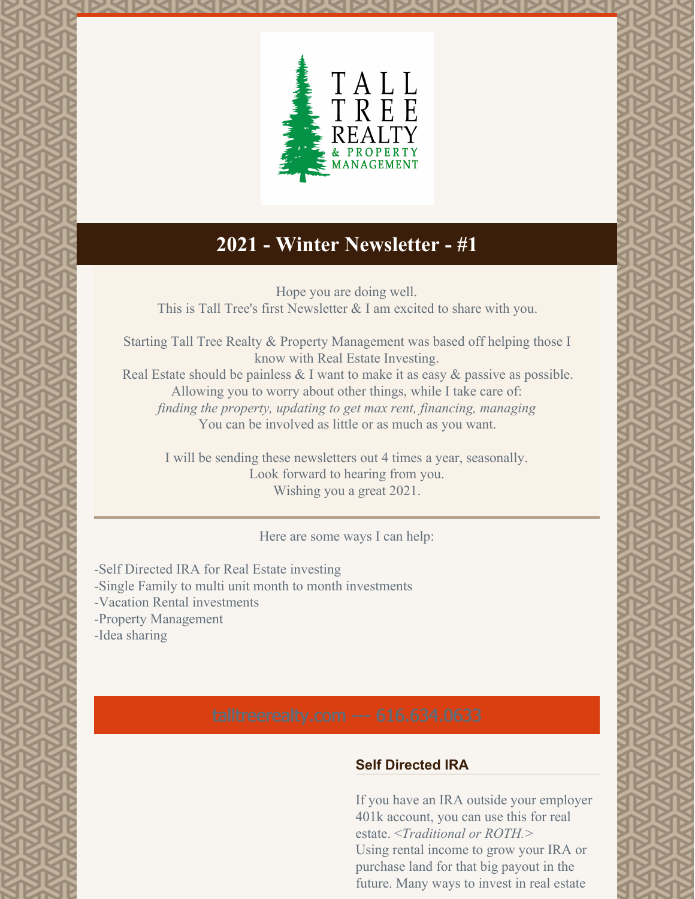# 2021 - Winter Newsletter - #1

Hope you are doing well.
This is Tall Tree's first Newsletter & I am excited to share with you.

Starting Tall Tree Realty & Property Management was based off helping those I know with Real Estate Investing.
Real Estate should be painless & I want to make it as easy & passive as possible.
Allowing you to worry about other things, while I take care of:
*finding the property, updating to get max rent, financing, managing*
You can be involved as little or as much as you want.

I will be sending these newsletters out 4 times a year, seasonally.
Look forward to hearing from you.
Wishing you a great 2021.

---

Here are some ways I can help:

-Self Directed IRA for Real Estate investing
-Single Family to multi unit month to month investments
-Vacation Rental investments
-Property Management
-Idea sharing

talltreerealty.com — 616.634.0633

## Self Directed IRA

If you have an IRA outside your employer 401k account, you can use this for real estate. *<Traditional or ROTH.>*
Using rental income to grow your IRA or purchase land for that big payout in the future. Many ways to invest in real estate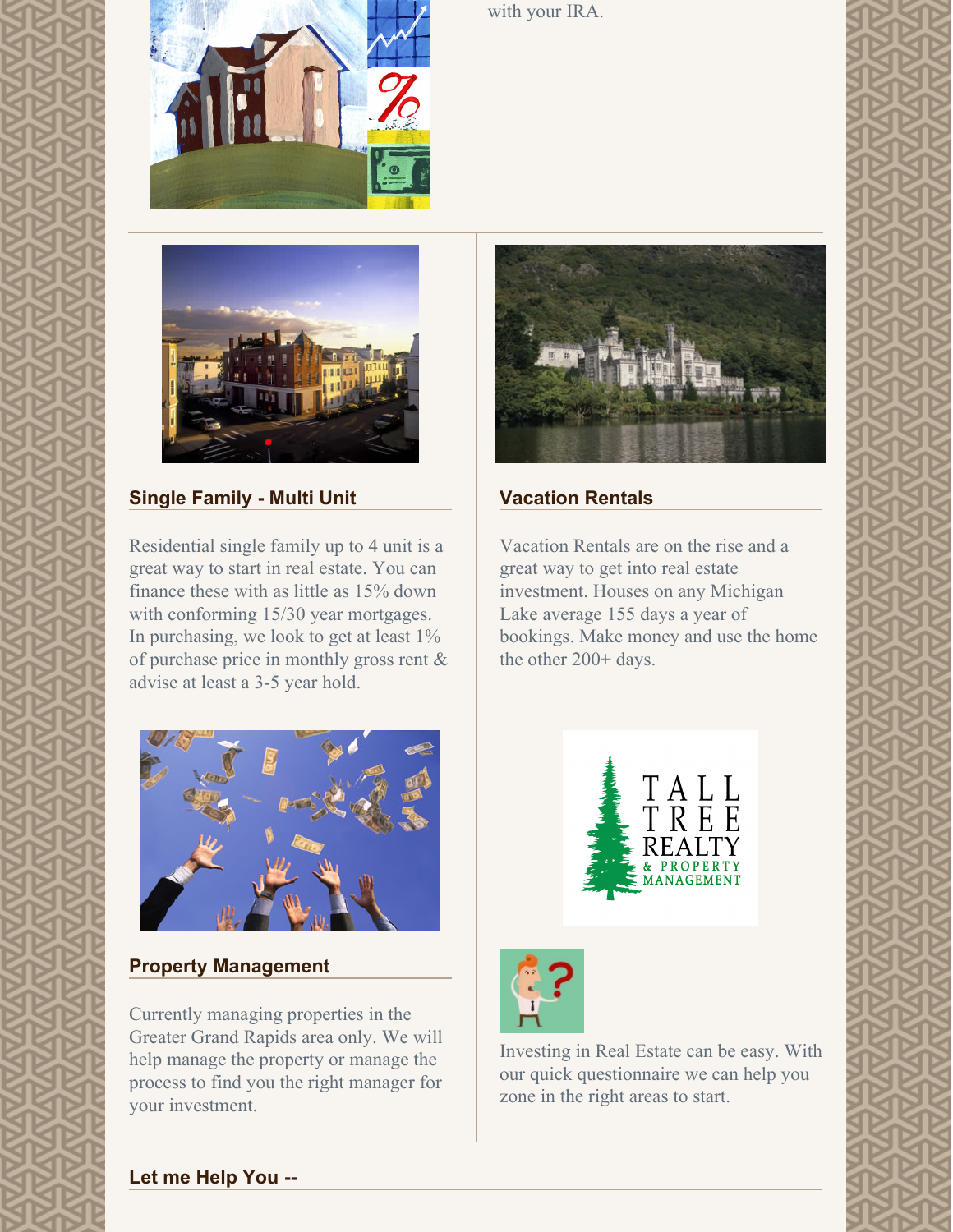with your IRA.

### Single Family - Multi Unit

Residential single family up to 4 unit is a great way to start in real estate. You can finance these with as little as 15% down with conforming 15/30 year mortgages. In purchasing, we look to get at least 1% of purchase price in monthly gross rent & advise at least a 3-5 year hold.

### Vacation Rentals

Vacation Rentals are on the rise and a great way to get into real estate investment. Houses on any Michigan Lake average 155 days a year of bookings. Make money and use the home the other 200+ days.

### Property Management

Currently managing properties in the Greater Grand Rapids area only. We will help manage the property or manage the process to find you the right manager for your investment.

TALL TREE REALTY & PROPERTY MANAGEMENT

Investing in Real Estate can be easy. With our quick questionnaire we can help you zone in the right areas to start.

### Let me Help You --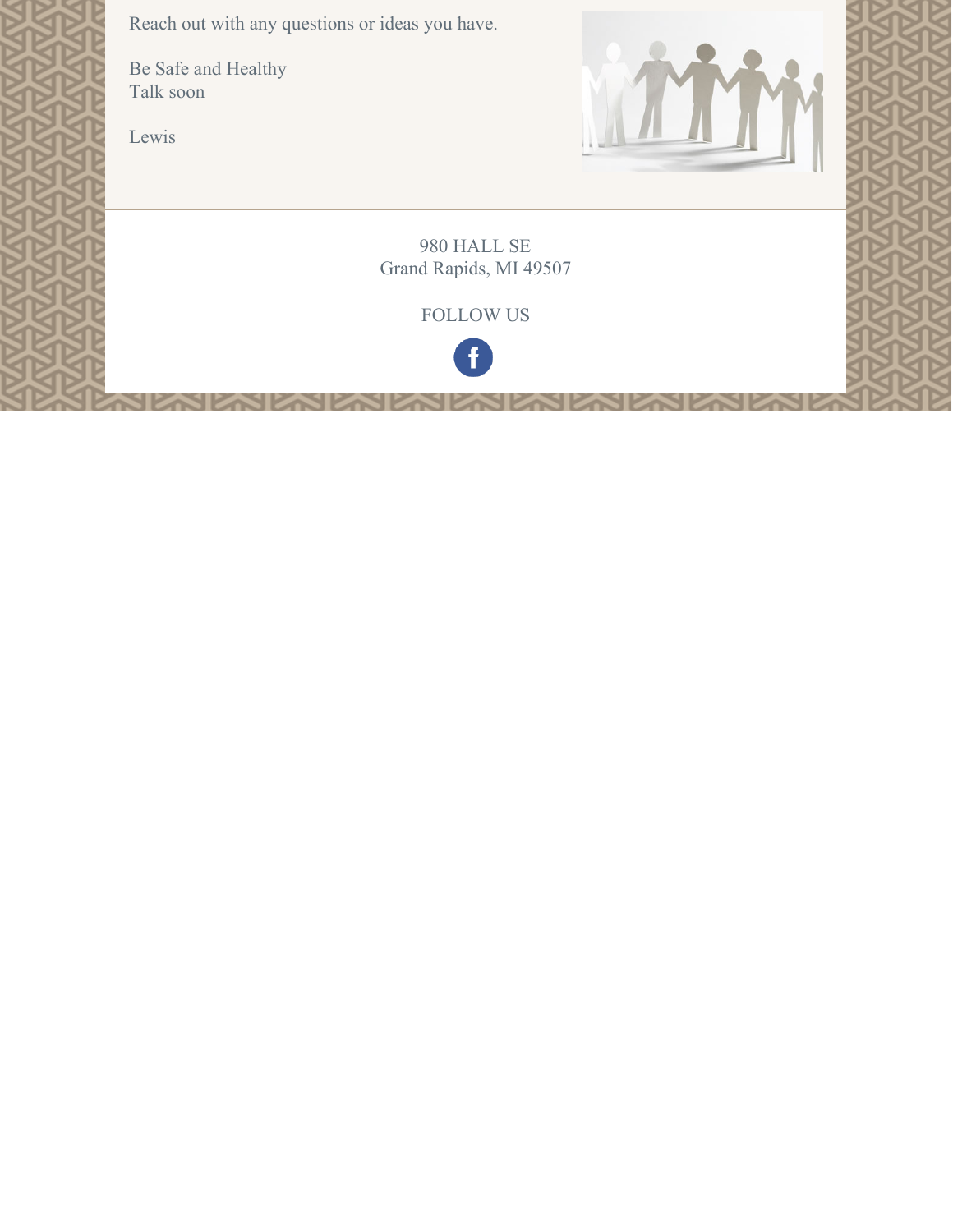Reach out with any questions or ideas you have.

Be Safe and Healthy
Talk soon

Lewis

980 HALL SE
Grand Rapids, MI 49507

FOLLOW US